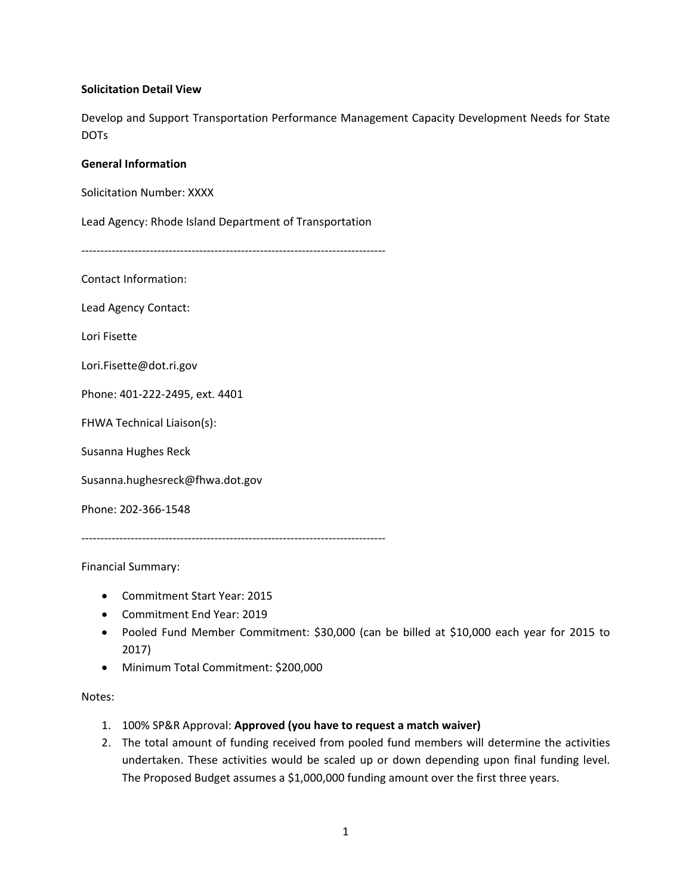**Solicitation Detail View**

Develop and Support Transportation Performance Management Capacity Development Needs for State DOTs

**General Information**

Solicitation Number: XXXX

Lead Agency: Rhode Island Department of Transportation

--------------------------------------------------------------------------------

Contact Information:

Lead Agency Contact:

Lori Fisette

Lori.Fisette@dot.ri.gov

Phone: 401-222-2495, ext. 4401

FHWA Technical Liaison(s):

Susanna Hughes Reck

Susanna.hughesreck@fhwa.dot.gov

Phone: 202-366-1548

--------------------------------------------------------------------------------

Financial Summary:

- Commitment Start Year: 2015
- Commitment End Year: 2019
- Pooled Fund Member Commitment: $30,000 (can be billed at $10,000 each year for 2015 to 2017)
- Minimum Total Commitment: $200,000

Notes:

1. 100% SP&R Approval: **Approved (you have to request a match waiver)**
2. The total amount of funding received from pooled fund members will determine the activities undertaken. These activities would be scaled up or down depending upon final funding level. The Proposed Budget assumes a $1,000,000 funding amount over the first three years.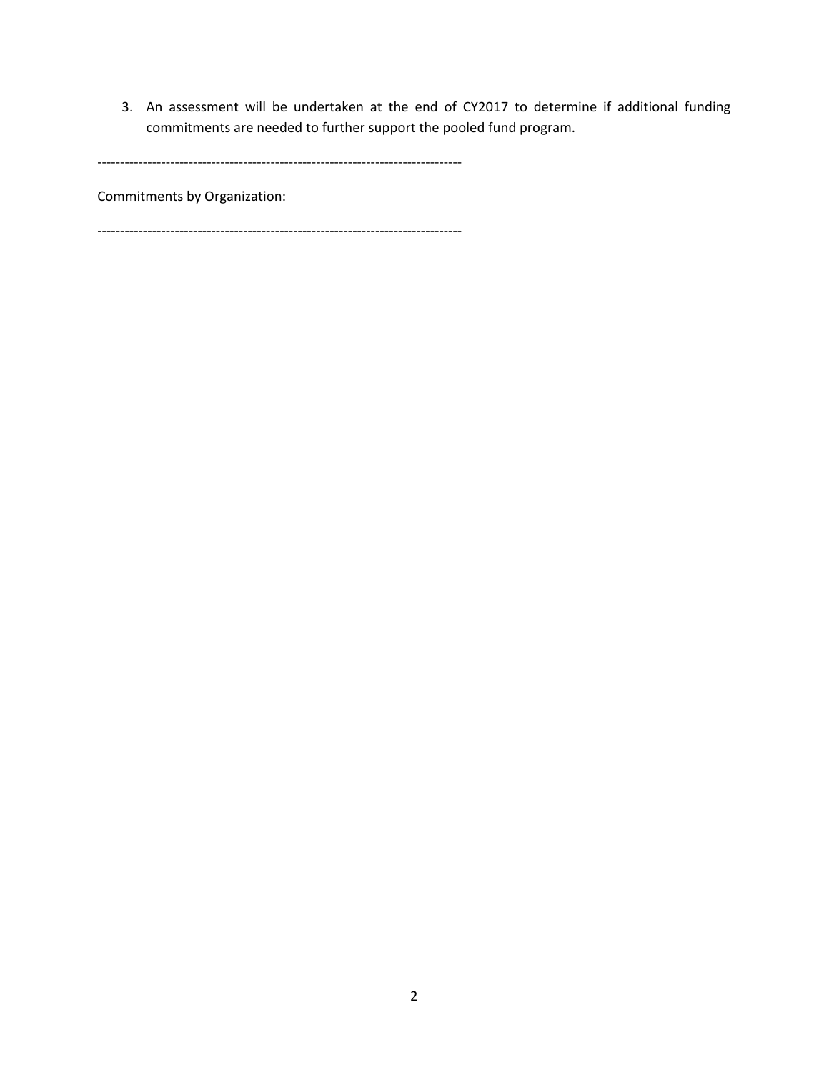3. An assessment will be undertaken at the end of CY2017 to determine if additional funding commitments are needed to further support the pooled fund program.

-------------------------------------------------------------------------------

Commitments by Organization:

-------------------------------------------------------------------------------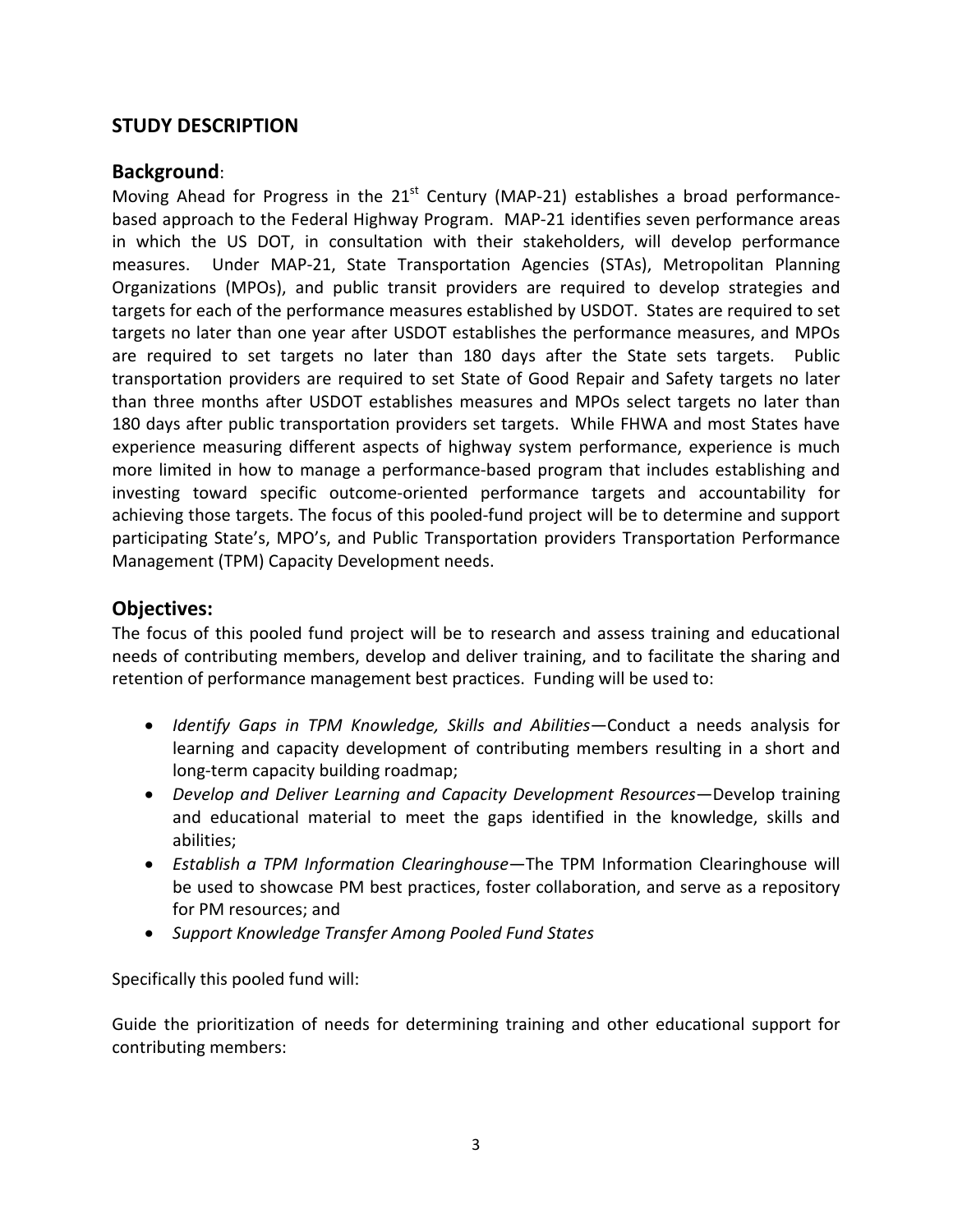## STUDY DESCRIPTION

### Background:

Moving Ahead for Progress in the 21st Century (MAP-21) establishes a broad performance-based approach to the Federal Highway Program. MAP-21 identifies seven performance areas in which the US DOT, in consultation with their stakeholders, will develop performance measures. Under MAP-21, State Transportation Agencies (STAs), Metropolitan Planning Organizations (MPOs), and public transit providers are required to develop strategies and targets for each of the performance measures established by USDOT. States are required to set targets no later than one year after USDOT establishes the performance measures, and MPOs are required to set targets no later than 180 days after the State sets targets. Public transportation providers are required to set State of Good Repair and Safety targets no later than three months after USDOT establishes measures and MPOs select targets no later than 180 days after public transportation providers set targets. While FHWA and most States have experience measuring different aspects of highway system performance, experience is much more limited in how to manage a performance-based program that includes establishing and investing toward specific outcome-oriented performance targets and accountability for achieving those targets. The focus of this pooled-fund project will be to determine and support participating State's, MPO's, and Public Transportation providers Transportation Performance Management (TPM) Capacity Development needs.

### Objectives:

The focus of this pooled fund project will be to research and assess training and educational needs of contributing members, develop and deliver training, and to facilitate the sharing and retention of performance management best practices. Funding will be used to:

- *Identify Gaps in TPM Knowledge, Skills and Abilities*—Conduct a needs analysis for learning and capacity development of contributing members resulting in a short and long-term capacity building roadmap;
- *Develop and Deliver Learning and Capacity Development Resources*—Develop training and educational material to meet the gaps identified in the knowledge, skills and abilities;
- *Establish a TPM Information Clearinghouse*—The TPM Information Clearinghouse will be used to showcase PM best practices, foster collaboration, and serve as a repository for PM resources; and
- *Support Knowledge Transfer Among Pooled Fund States*

Specifically this pooled fund will:

Guide the prioritization of needs for determining training and other educational support for contributing members: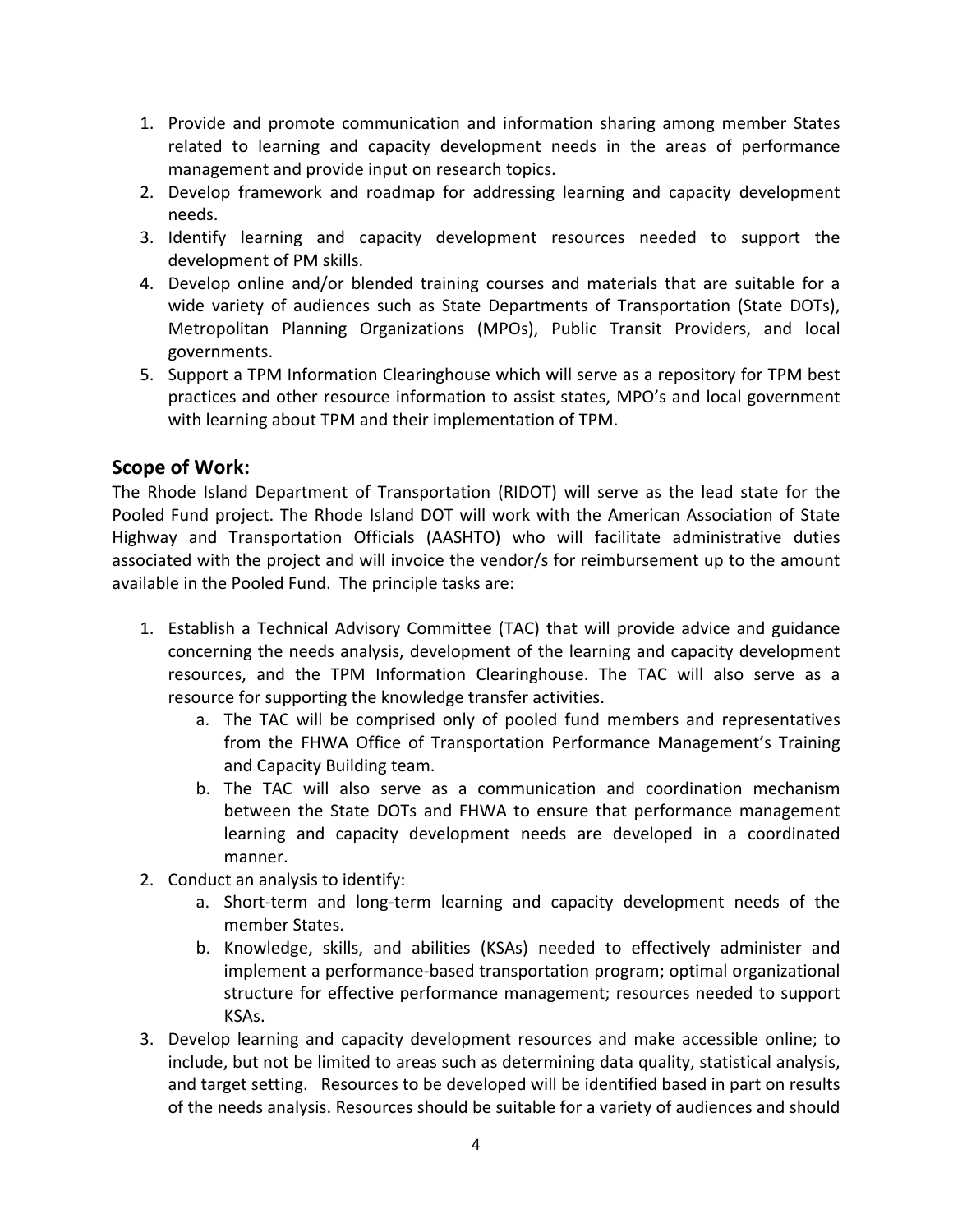1. Provide and promote communication and information sharing among member States related to learning and capacity development needs in the areas of performance management and provide input on research topics.
2. Develop framework and roadmap for addressing learning and capacity development needs.
3. Identify learning and capacity development resources needed to support the development of PM skills.
4. Develop online and/or blended training courses and materials that are suitable for a wide variety of audiences such as State Departments of Transportation (State DOTs), Metropolitan Planning Organizations (MPOs), Public Transit Providers, and local governments.
5. Support a TPM Information Clearinghouse which will serve as a repository for TPM best practices and other resource information to assist states, MPO's and local government with learning about TPM and their implementation of TPM.

## Scope of Work:

The Rhode Island Department of Transportation (RIDOT) will serve as the lead state for the Pooled Fund project. The Rhode Island DOT will work with the American Association of State Highway and Transportation Officials (AASHTO) who will facilitate administrative duties associated with the project and will invoice the vendor/s for reimbursement up to the amount available in the Pooled Fund. The principle tasks are:

1. Establish a Technical Advisory Committee (TAC) that will provide advice and guidance concerning the needs analysis, development of the learning and capacity development resources, and the TPM Information Clearinghouse. The TAC will also serve as a resource for supporting the knowledge transfer activities.
    a. The TAC will be comprised only of pooled fund members and representatives from the FHWA Office of Transportation Performance Management's Training and Capacity Building team.
    b. The TAC will also serve as a communication and coordination mechanism between the State DOTs and FHWA to ensure that performance management learning and capacity development needs are developed in a coordinated manner.
2. Conduct an analysis to identify:
    a. Short-term and long-term learning and capacity development needs of the member States.
    b. Knowledge, skills, and abilities (KSAs) needed to effectively administer and implement a performance-based transportation program; optimal organizational structure for effective performance management; resources needed to support KSAs.
3. Develop learning and capacity development resources and make accessible online; to include, but not be limited to areas such as determining data quality, statistical analysis, and target setting. Resources to be developed will be identified based in part on results of the needs analysis. Resources should be suitable for a variety of audiences and should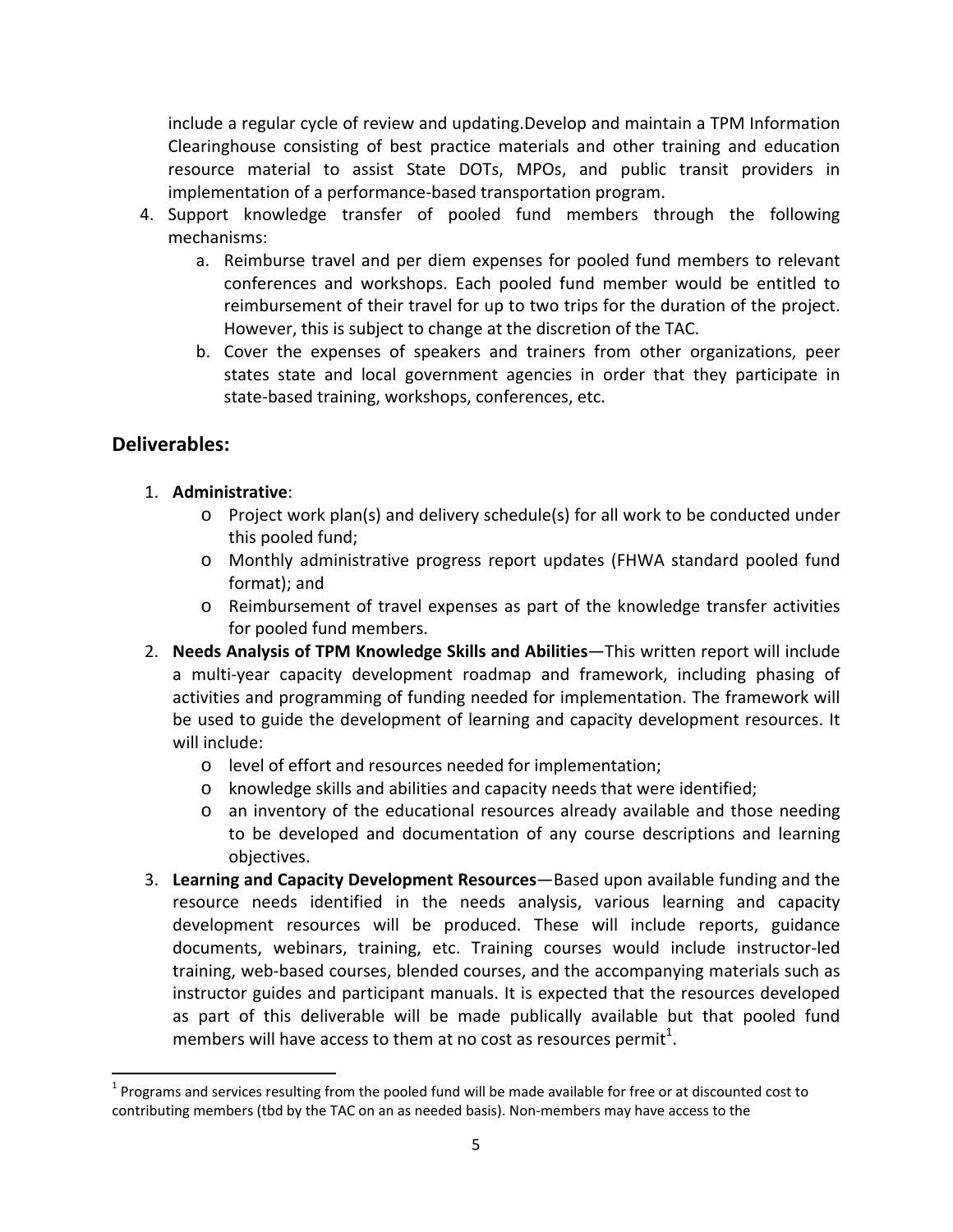include a regular cycle of review and updating.Develop and maintain a TPM Information Clearinghouse consisting of best practice materials and other training and education resource material to assist State DOTs, MPOs, and public transit providers in implementation of a performance-based transportation program.

4. Support knowledge transfer of pooled fund members through the following mechanisms:
   a. Reimburse travel and per diem expenses for pooled fund members to relevant conferences and workshops. Each pooled fund member would be entitled to reimbursement of their travel for up to two trips for the duration of the project. However, this is subject to change at the discretion of the TAC.
   b. Cover the expenses of speakers and trainers from other organizations, peer states state and local government agencies in order that they participate in state-based training, workshops, conferences, etc.

## Deliverables:

1. **Administrative**:
   - Project work plan(s) and delivery schedule(s) for all work to be conducted under this pooled fund;
   - Monthly administrative progress report updates (FHWA standard pooled fund format); and
   - Reimbursement of travel expenses as part of the knowledge transfer activities for pooled fund members.
2. **Needs Analysis of TPM Knowledge Skills and Abilities**—This written report will include a multi-year capacity development roadmap and framework, including phasing of activities and programming of funding needed for implementation. The framework will be used to guide the development of learning and capacity development resources. It will include:
   - level of effort and resources needed for implementation;
   - knowledge skills and abilities and capacity needs that were identified;
   - an inventory of the educational resources already available and those needing to be developed and documentation of any course descriptions and learning objectives.
3. **Learning and Capacity Development Resources**—Based upon available funding and the resource needs identified in the needs analysis, various learning and capacity development resources will be produced. These will include reports, guidance documents, webinars, training, etc. Training courses would include instructor-led training, web-based courses, blended courses, and the accompanying materials such as instructor guides and participant manuals. It is expected that the resources developed as part of this deliverable will be made publically available but that pooled fund members will have access to them at no cost as resources permit[1].

[1] Programs and services resulting from the pooled fund will be made available for free or at discounted cost to contributing members (tbd by the TAC on an as needed basis). Non-members may have access to the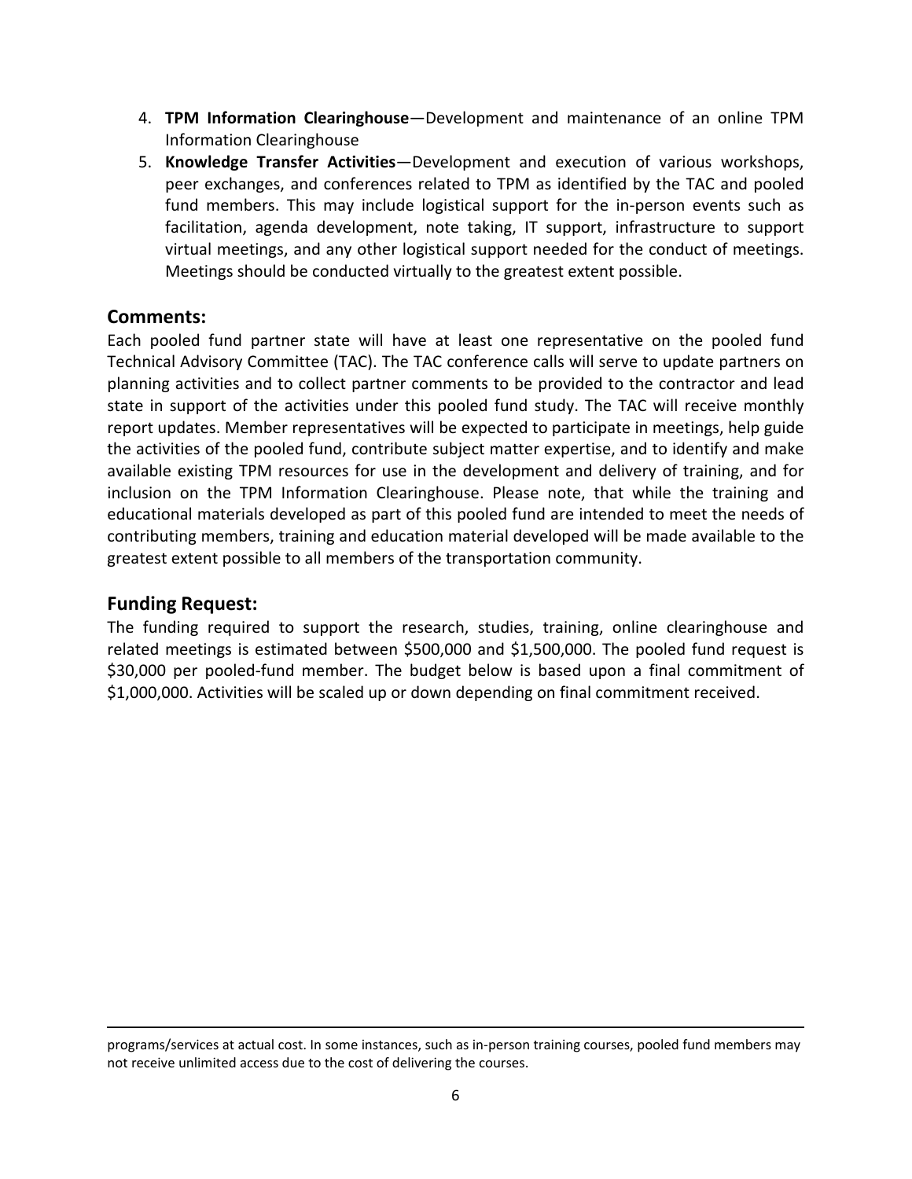4. **TPM Information Clearinghouse**—Development and maintenance of an online TPM Information Clearinghouse
5. **Knowledge Transfer Activities**—Development and execution of various workshops, peer exchanges, and conferences related to TPM as identified by the TAC and pooled fund members. This may include logistical support for the in-person events such as facilitation, agenda development, note taking, IT support, infrastructure to support virtual meetings, and any other logistical support needed for the conduct of meetings. Meetings should be conducted virtually to the greatest extent possible.

## Comments:

Each pooled fund partner state will have at least one representative on the pooled fund Technical Advisory Committee (TAC). The TAC conference calls will serve to update partners on planning activities and to collect partner comments to be provided to the contractor and lead state in support of the activities under this pooled fund study. The TAC will receive monthly report updates. Member representatives will be expected to participate in meetings, help guide the activities of the pooled fund, contribute subject matter expertise, and to identify and make available existing TPM resources for use in the development and delivery of training, and for inclusion on the TPM Information Clearinghouse. Please note, that while the training and educational materials developed as part of this pooled fund are intended to meet the needs of contributing members, training and education material developed will be made available to the greatest extent possible to all members of the transportation community.

## Funding Request:

The funding required to support the research, studies, training, online clearinghouse and related meetings is estimated between $500,000 and $1,500,000. The pooled fund request is $30,000 per pooled-fund member. The budget below is based upon a final commitment of $1,000,000. Activities will be scaled up or down depending on final commitment received.

---

programs/services at actual cost. In some instances, such as in-person training courses, pooled fund members may not receive unlimited access due to the cost of delivering the courses.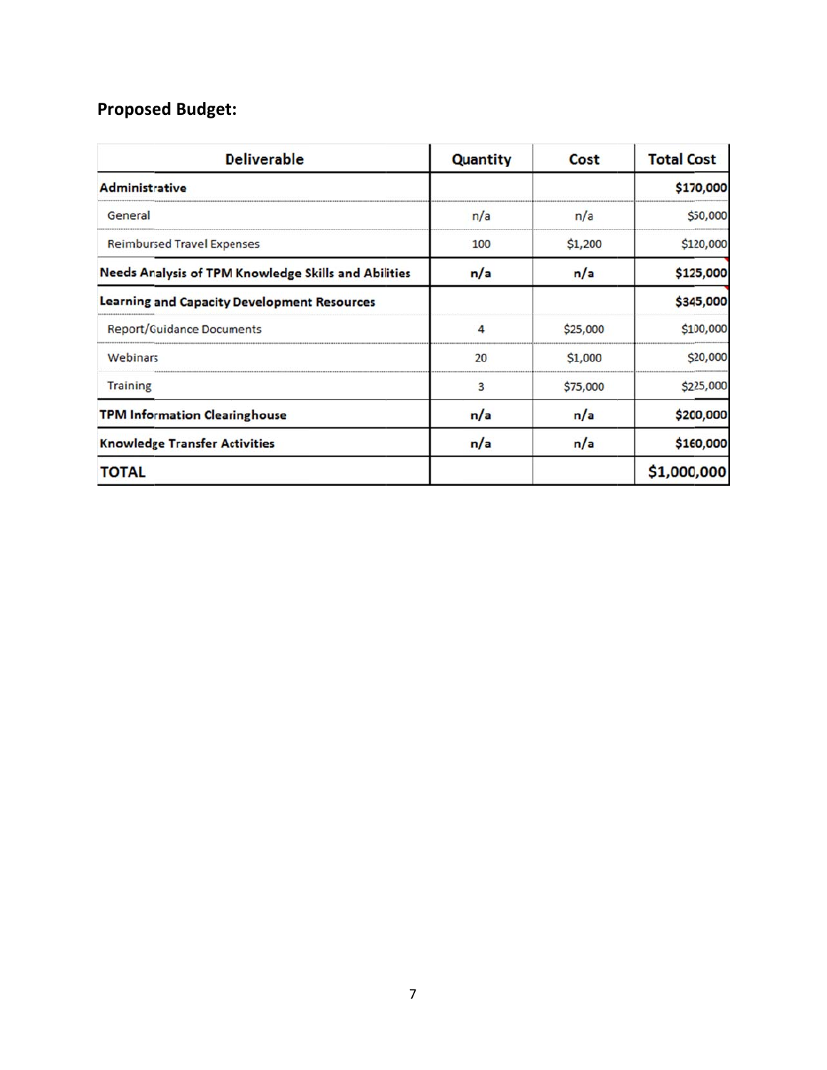**Proposed Budget:**

| Deliverable | Quantity | Cost | Total Cost |
| --- | --- | --- | --- |
| **Administrative** | | | **$170,000** |
| General | n/a | n/a | $50,000 |
| Reimbursed Travel Expenses | 100 | $1,200 | $120,000 |
| **Needs Analysis of TPM Knowledge Skills and Abilities** | **n/a** | **n/a** | **$125,000** |
| **Learning and Capacity Development Resources** | | | **$345,000** |
| Report/Guidance Documents | 4 | $25,000 | $100,000 |
| Webinars | 20 | $1,000 | $20,000 |
| Training | 3 | $75,000 | $225,000 |
| **TPM Information Clearinghouse** | **n/a** | **n/a** | **$200,000** |
| **Knowledge Transfer Activities** | **n/a** | **n/a** | **$160,000** |
| **TOTAL** | | | **$1,000,000** |